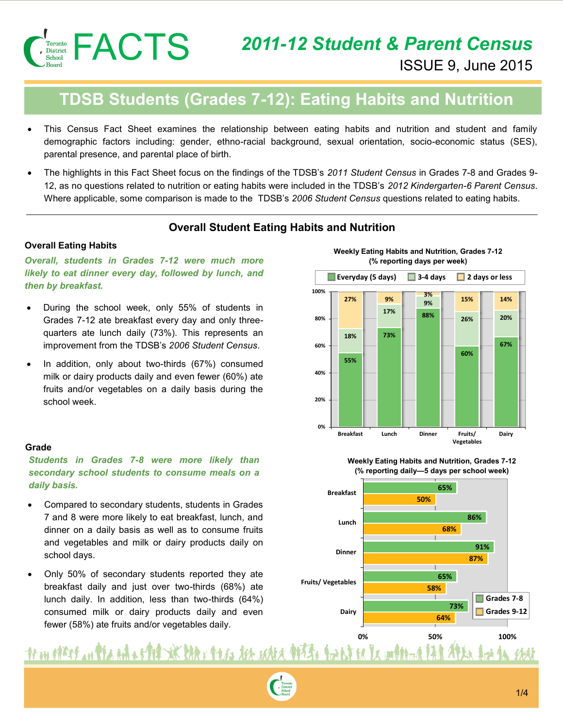# FACTS

## 2011-12 Student & Parent Census

ISSUE 9, June 2015

# TDSB Students (Grades 7-12): Eating Habits and Nutrition

- This Census Fact Sheet examines the relationship between eating habits and nutrition and student and family demographic factors including: gender, ethno-racial background, sexual orientation, socio-economic status (SES), parental presence, and parental place of birth.
- The highlights in this Fact Sheet focus on the findings of the TDSB's *2011 Student Census* in Grades 7-8 and Grades 9-12, as no questions related to nutrition or eating habits were included in the TDSB's *2012 Kindergarten-6 Parent Census*. Where applicable, some comparison is made to the TDSB's *2006 Student Census* questions related to eating habits.

## Overall Student Eating Habits and Nutrition

### Overall Eating Habits

***Overall, students in Grades 7-12 were much more likely to eat dinner every day, followed by lunch, and then by breakfast.***

- During the school week, only 55% of students in Grades 7-12 ate breakfast every day and only three-quarters ate lunch daily (73%). This represents an improvement from the TDSB's *2006 Student Census*.
- In addition, only about two-thirds (67%) consumed milk or dairy products daily and even fewer (60%) ate fruits and/or vegetables on a daily basis during the school week.

**Weekly Eating Habits and Nutrition, Grades 7-12 (% reporting days per week)**

| | Everyday (5 days) | 3-4 days | 2 days or less |
|---|---|---|---|
| Breakfast | 55% | 18% | 27% |
| Lunch | 73% | 17% | 9% |
| Dinner | 88% | 9% | 3% |
| Fruits/ Vegetables | 60% | 26% | 15% |
| Dairy | 67% | 20% | 14% |

### Grade

***Students in Grades 7-8 were more likely than secondary school students to consume meals on a daily basis.***

- Compared to secondary students, students in Grades 7 and 8 were more likely to eat breakfast, lunch, and dinner on a daily basis as well as to consume fruits and vegetables and milk or dairy products daily on school days.
- Only 50% of secondary students reported they ate breakfast daily and just over two-thirds (68%) ate lunch daily. In addition, less than two-thirds (64%) consumed milk or dairy products daily and even fewer (58%) ate fruits and/or vegetables daily.

**Weekly Eating Habits and Nutrition, Grades 7-12 (% reporting daily—5 days per school week)**

| | Grades 7-8 | Grades 9-12 |
|---|---|---|
| Breakfast | 65% | 50% |
| Lunch | 86% | 68% |
| Dinner | 91% | 87% |
| Fruits/ Vegetables | 65% | 58% |
| Dairy | 73% | 64% |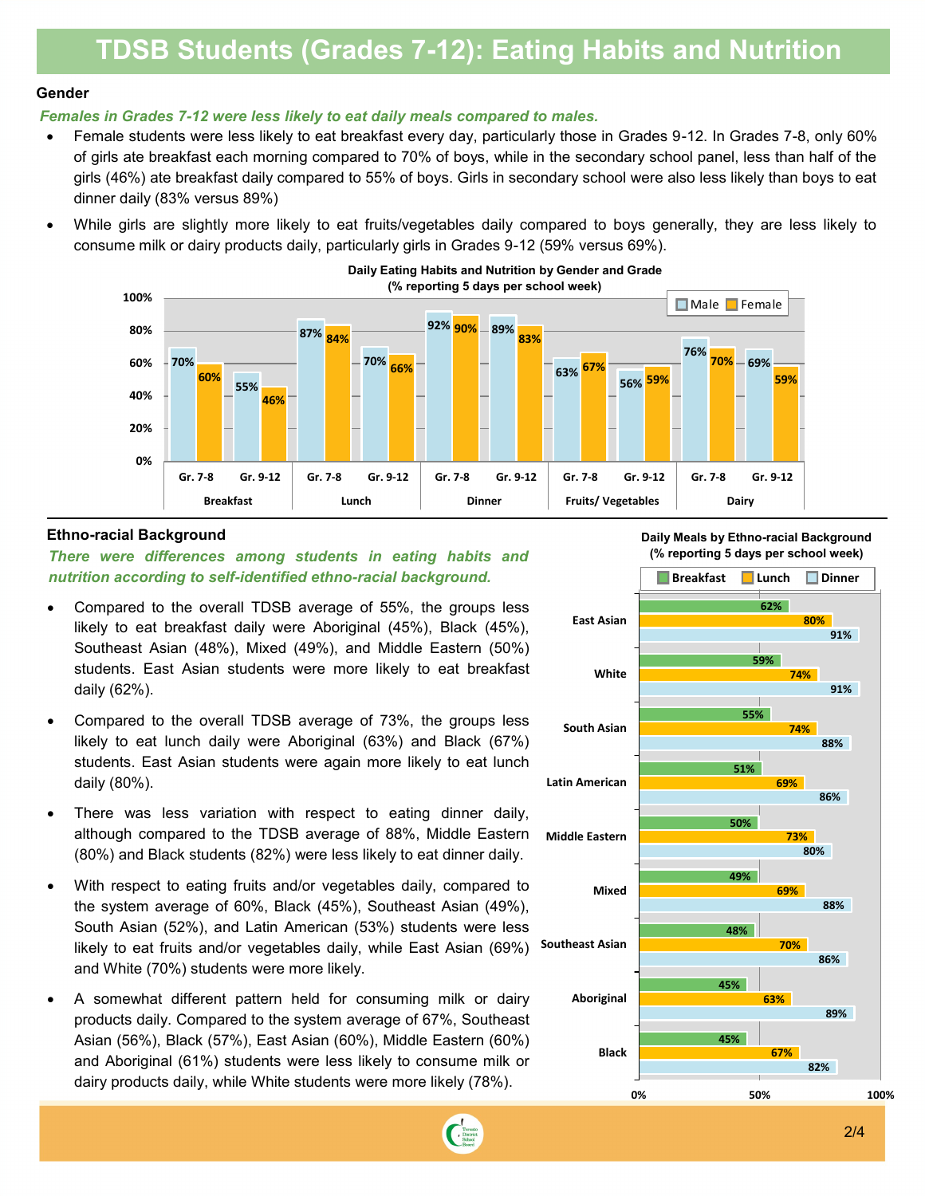# TDSB Students (Grades 7-12): Eating Habits and Nutrition

## Gender

***Females in Grades 7-12 were less likely to eat daily meals compared to males.***

- Female students were less likely to eat breakfast every day, particularly those in Grades 9-12. In Grades 7-8, only 60% of girls ate breakfast each morning compared to 70% of boys, while in the secondary school panel, less than half of the girls (46%) ate breakfast daily compared to 55% of boys. Girls in secondary school were also less likely than boys to eat dinner daily (83% versus 89%)
- While girls are slightly more likely to eat fruits/vegetables daily compared to boys generally, they are less likely to consume milk or dairy products daily, particularly girls in Grades 9-12 (59% versus 69%).

**Daily Eating Habits and Nutrition by Gender and Grade (% reporting 5 days per school week)**

| Category | Grade | Male | Female |
|---|---|---|---|
| Breakfast | Gr. 7-8 | 70% | 60% |
| | Gr. 9-12 | 55% | 46% |
| Lunch | Gr. 7-8 | 87% | 84% |
| | Gr. 9-12 | 70% | 66% |
| Dinner | Gr. 7-8 | 92% | 90% |
| | Gr. 9-12 | 89% | 83% |
| Fruits/ Vegetables | Gr. 7-8 | 63% | 67% |
| | Gr. 9-12 | 56% | 59% |
| Dairy | Gr. 7-8 | 76% | 70% |
| | Gr. 9-12 | 69% | 59% |

## Ethno-racial Background

***There were differences among students in eating habits and nutrition according to self-identified ethno-racial background.***

- Compared to the overall TDSB average of 55%, the groups less likely to eat breakfast daily were Aboriginal (45%), Black (45%), Southeast Asian (48%), Mixed (49%), and Middle Eastern (50%) students. East Asian students were more likely to eat breakfast daily (62%).
- Compared to the overall TDSB average of 73%, the groups less likely to eat lunch daily were Aboriginal (63%) and Black (67%) students. East Asian students were again more likely to eat lunch daily (80%).
- There was less variation with respect to eating dinner daily, although compared to the TDSB average of 88%, Middle Eastern (80%) and Black students (82%) were less likely to eat dinner daily.
- With respect to eating fruits and/or vegetables daily, compared to the system average of 60%, Black (45%), Southeast Asian (49%), South Asian (52%), and Latin American (53%) students were less likely to eat fruits and/or vegetables daily, while East Asian (69%) and White (70%) students were more likely.
- A somewhat different pattern held for consuming milk or dairy products daily. Compared to the system average of 67%, Southeast Asian (56%), Black (57%), East Asian (60%), Middle Eastern (60%) and Aboriginal (61%) students were less likely to consume milk or dairy products daily, while White students were more likely (78%).

**Daily Meals by Ethno-racial Background (% reporting 5 days per school week)**

| Ethno-racial Background | Breakfast | Lunch | Dinner |
|---|---|---|---|
| East Asian | 62% | 80% | 91% |
| White | 59% | 74% | 91% |
| South Asian | 55% | 74% | 88% |
| Latin American | 51% | 69% | 86% |
| Middle Eastern | 50% | 73% | 80% |
| Mixed | 49% | 69% | 88% |
| Southeast Asian | 48% | 70% | 86% |
| Aboriginal | 45% | 63% | 89% |
| Black | 45% | 67% | 82% |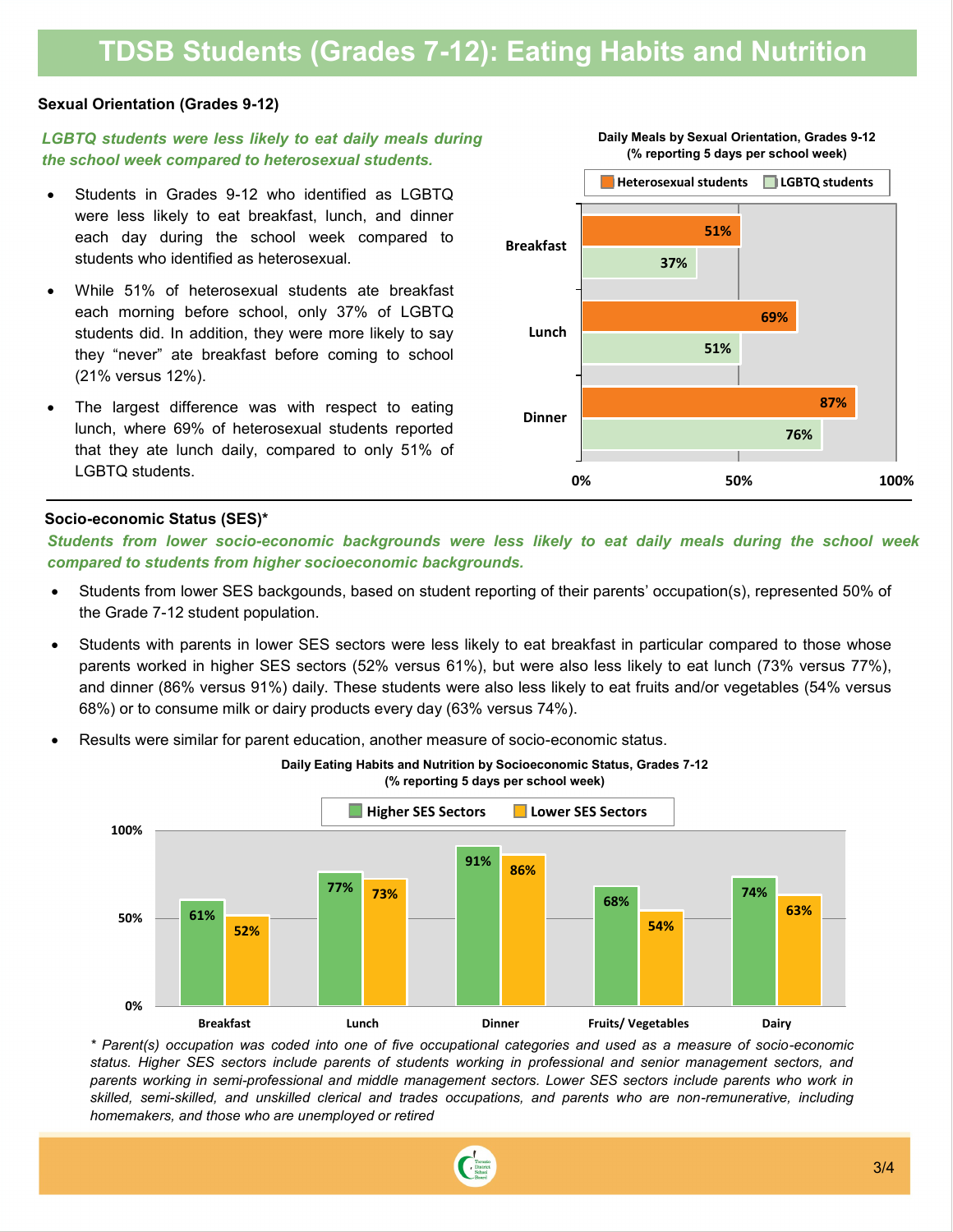# TDSB Students (Grades 7-12): Eating Habits and Nutrition

## Sexual Orientation (Grades 9-12)

***LGBTQ students were less likely to eat daily meals during the school week compared to heterosexual students.***

- Students in Grades 9-12 who identified as LGBTQ were less likely to eat breakfast, lunch, and dinner each day during the school week compared to students who identified as heterosexual.
- While 51% of heterosexual students ate breakfast each morning before school, only 37% of LGBTQ students did. In addition, they were more likely to say they "never" ate breakfast before coming to school (21% versus 12%).
- The largest difference was with respect to eating lunch, where 69% of heterosexual students reported that they ate lunch daily, compared to only 51% of LGBTQ students.

**Daily Meals by Sexual Orientation, Grades 9-12 (% reporting 5 days per school week)**

| | Heterosexual students | LGBTQ students |
|---|---|---|
| Breakfast | 51% | 37% |
| Lunch | 69% | 51% |
| Dinner | 87% | 76% |

## Socio-economic Status (SES)*

***Students from lower socio-economic backgrounds were less likely to eat daily meals during the school week compared to students from higher socioeconomic backgrounds.***

- Students from lower SES backgounds, based on student reporting of their parents' occupation(s), represented 50% of the Grade 7-12 student population.
- Students with parents in lower SES sectors were less likely to eat breakfast in particular compared to those whose parents worked in higher SES sectors (52% versus 61%), but were also less likely to eat lunch (73% versus 77%), and dinner (86% versus 91%) daily. These students were also less likely to eat fruits and/or vegetables (54% versus 68%) or to consume milk or dairy products every day (63% versus 74%).
- Results were similar for parent education, another measure of socio-economic status.

**Daily Eating Habits and Nutrition by Socioeconomic Status, Grades 7-12 (% reporting 5 days per school week)**

| | Higher SES Sectors | Lower SES Sectors |
|---|---|---|
| Breakfast | 61% | 52% |
| Lunch | 77% | 73% |
| Dinner | 91% | 86% |
| Fruits/ Vegetables | 68% | 54% |
| Dairy | 74% | 63% |

*\* Parent(s) occupation was coded into one of five occupational categories and used as a measure of socio-economic status. Higher SES sectors include parents of students working in professional and senior management sectors, and parents working in semi-professional and middle management sectors. Lower SES sectors include parents who work in skilled, semi-skilled, and unskilled clerical and trades occupations, and parents who are non-remunerative, including homemakers, and those who are unemployed or retired*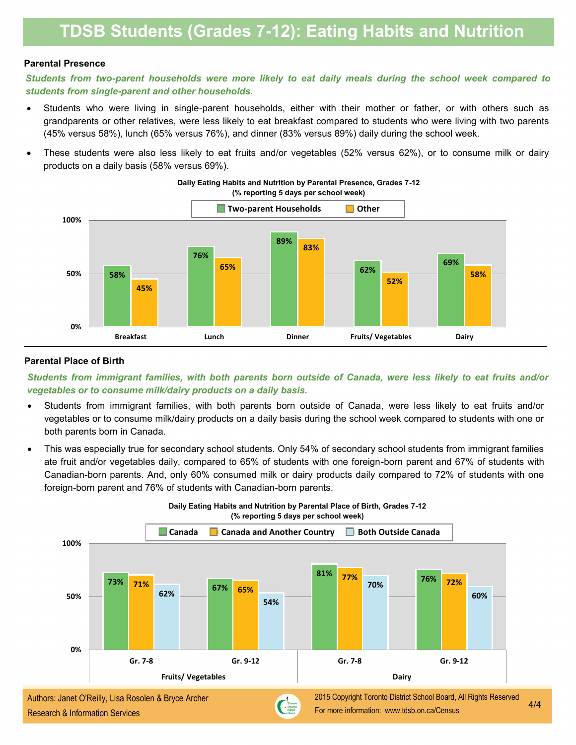# TDSB Students (Grades 7-12): Eating Habits and Nutrition

### Parental Presence

***Students from two-parent households were more likely to eat daily meals during the school week compared to students from single-parent and other households.***

- Students who were living in single-parent households, either with their mother or father, or with others such as grandparents or other relatives, were less likely to eat breakfast compared to students who were living with two parents (45% versus 58%), lunch (65% versus 76%), and dinner (83% versus 89%) daily during the school week.
- These students were also less likely to eat fruits and/or vegetables (52% versus 62%), or to consume milk or dairy products on a daily basis (58% versus 69%).

**Daily Eating Habits and Nutrition by Parental Presence, Grades 7-12**
**(% reporting 5 days per school week)**

Two-parent Households
Other

100%
50%
0%

Breakfast: 58% 45%
Lunch: 76% 65%
Dinner: 89% 83%
Fruits/ Vegetables: 62% 52%
Dairy: 69% 58%

### Parental Place of Birth

***Students from immigrant families, with both parents born outside of Canada, were less likely to eat fruits and/or vegetables or to consume milk/dairy products on a daily basis.***

- Students from immigrant families, with both parents born outside of Canada, were less likely to eat fruits and/or vegetables or to consume milk/dairy products on a daily basis during the school week compared to students with one or both parents born in Canada.
- This was especially true for secondary school students. Only 54% of secondary school students from immigrant families ate fruit and/or vegetables daily, compared to 65% of students with one foreign-born parent and 67% of students with Canadian-born parents. And, only 60% consumed milk or dairy products daily compared to 72% of students with one foreign-born parent and 76% of students with Canadian-born parents.

**Daily Eating Habits and Nutrition by Parental Place of Birth, Grades 7-12**
**(% reporting 5 days per school week)**

Canada
Canada and Another Country
Both Outside Canada

100%
50%
0%

Fruits/ Vegetables
Gr. 7-8: 73% 71% 62%
Gr. 9-12: 67% 65% 54%

Dairy
Gr. 7-8: 81% 77% 70%
Gr. 9-12: 76% 72% 60%

Authors: Janet O'Reilly, Lisa Rosolen & Bryce Archer
Research & Information Services

2015 Copyright Toronto District School Board, All Rights Reserved
For more information: www.tdsb.on.ca/Census